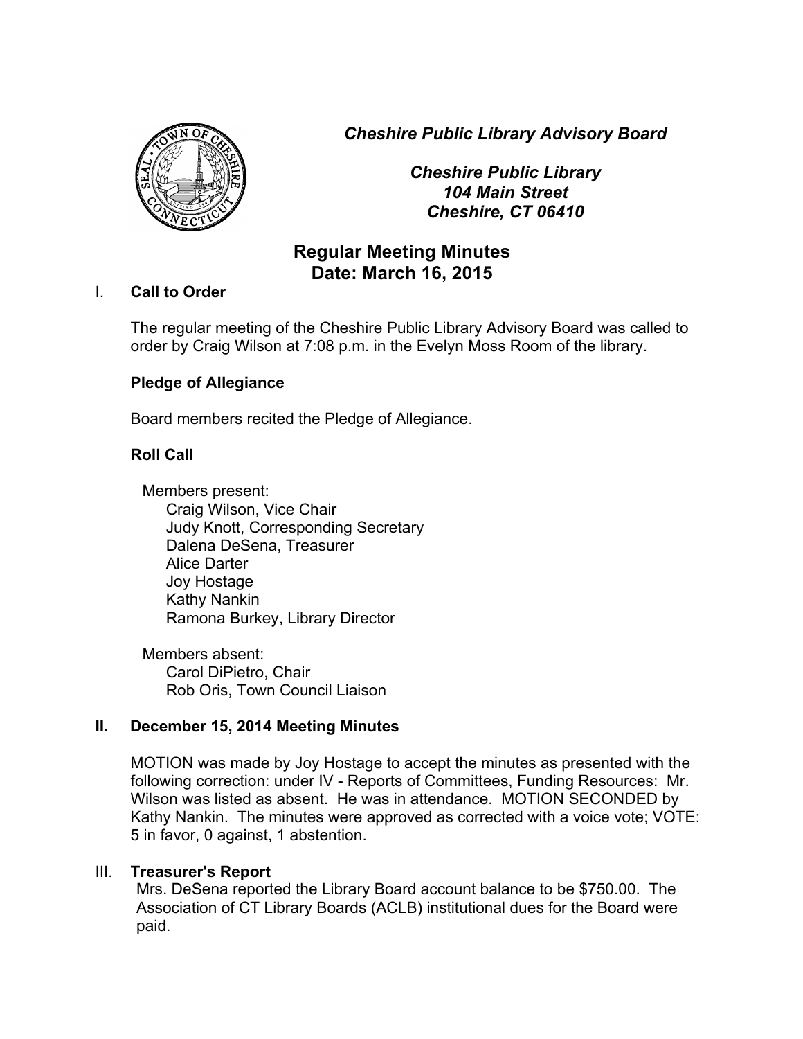*Cheshire Public Library Advisory Board*

*Cheshire Public Library*
*104 Main Street*
*Cheshire, CT 06410*

# Regular Meeting Minutes
## Date: March 16, 2015

## I. Call to Order

The regular meeting of the Cheshire Public Library Advisory Board was called to order by Craig Wilson at 7:08 p.m. in the Evelyn Moss Room of the library.

**Pledge of Allegiance**

Board members recited the Pledge of Allegiance.

**Roll Call**

Members present:
- Craig Wilson, Vice Chair
- Judy Knott, Corresponding Secretary
- Dalena DeSena, Treasurer
- Alice Darter
- Joy Hostage
- Kathy Nankin
- Ramona Burkey, Library Director

Members absent:
- Carol DiPietro, Chair
- Rob Oris, Town Council Liaison

## II. December 15, 2014 Meeting Minutes

MOTION was made by Joy Hostage to accept the minutes as presented with the following correction: under IV - Reports of Committees, Funding Resources: Mr. Wilson was listed as absent. He was in attendance. MOTION SECONDED by Kathy Nankin. The minutes were approved as corrected with a voice vote; VOTE: 5 in favor, 0 against, 1 abstention.

## III. Treasurer's Report

Mrs. DeSena reported the Library Board account balance to be $750.00. The Association of CT Library Boards (ACLB) institutional dues for the Board were paid.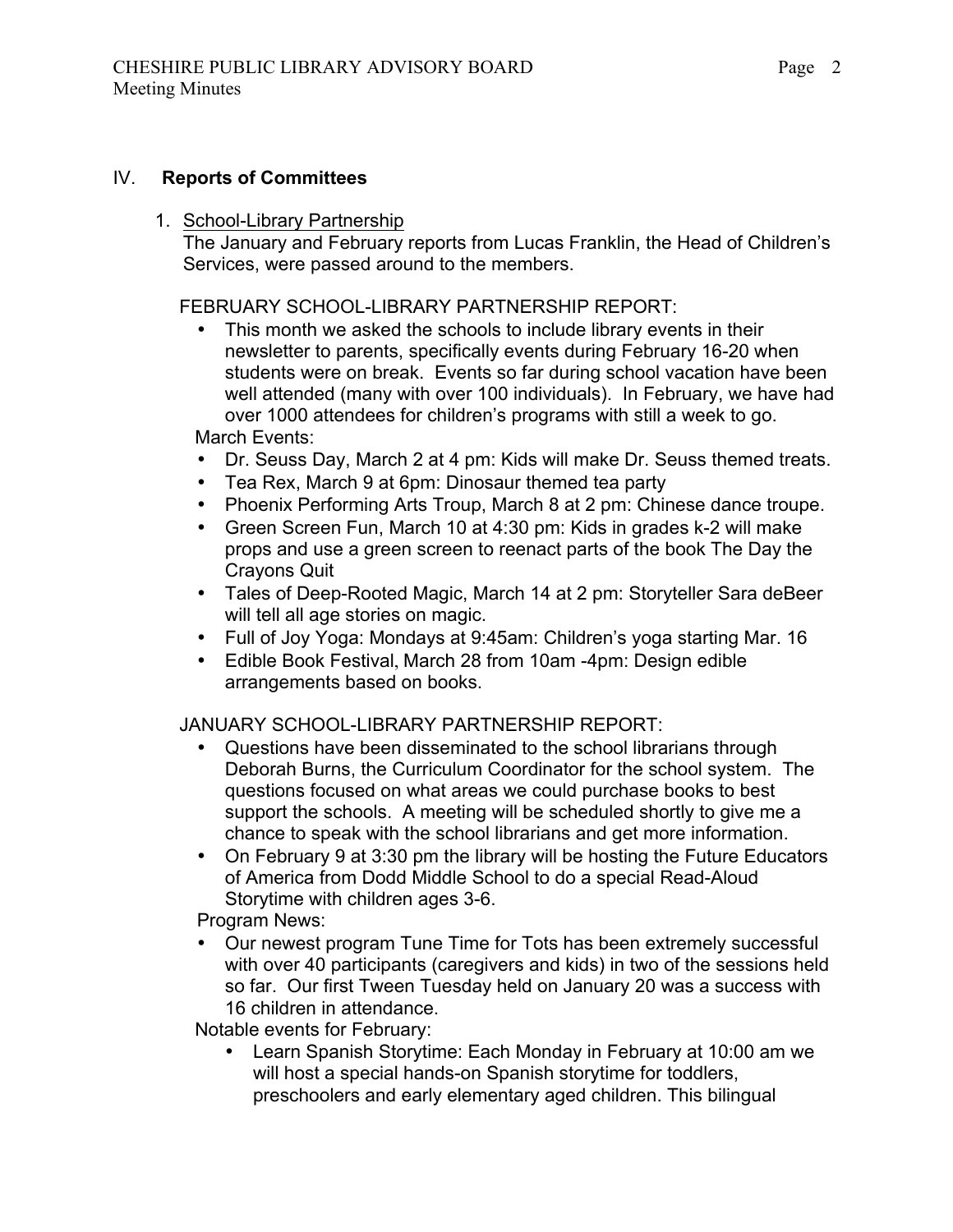## IV. **Reports of Committees**

1. School-Library Partnership

   The January and February reports from Lucas Franklin, the Head of Children's Services, were passed around to the members.

   FEBRUARY SCHOOL-LIBRARY PARTNERSHIP REPORT:

   - This month we asked the schools to include library events in their newsletter to parents, specifically events during February 16-20 when students were on break. Events so far during school vacation have been well attended (many with over 100 individuals). In February, we have had over 1000 attendees for children's programs with still a week to go.

   March Events:

   - Dr. Seuss Day, March 2 at 4 pm: Kids will make Dr. Seuss themed treats.
   - Tea Rex, March 9 at 6pm: Dinosaur themed tea party
   - Phoenix Performing Arts Troup, March 8 at 2 pm: Chinese dance troupe.
   - Green Screen Fun, March 10 at 4:30 pm: Kids in grades k-2 will make props and use a green screen to reenact parts of the book The Day the Crayons Quit
   - Tales of Deep-Rooted Magic, March 14 at 2 pm: Storyteller Sara deBeer will tell all age stories on magic.
   - Full of Joy Yoga: Mondays at 9:45am: Children's yoga starting Mar. 16
   - Edible Book Festival, March 28 from 10am -4pm: Design edible arrangements based on books.

   JANUARY SCHOOL-LIBRARY PARTNERSHIP REPORT:

   - Questions have been disseminated to the school librarians through Deborah Burns, the Curriculum Coordinator for the school system. The questions focused on what areas we could purchase books to best support the schools. A meeting will be scheduled shortly to give me a chance to speak with the school librarians and get more information.
   - On February 9 at 3:30 pm the library will be hosting the Future Educators of America from Dodd Middle School to do a special Read-Aloud Storytime with children ages 3-6.

   Program News:

   - Our newest program Tune Time for Tots has been extremely successful with over 40 participants (caregivers and kids) in two of the sessions held so far. Our first Tween Tuesday held on January 20 was a success with 16 children in attendance.

   Notable events for February:

     - Learn Spanish Storytime: Each Monday in February at 10:00 am we will host a special hands-on Spanish storytime for toddlers, preschoolers and early elementary aged children. This bilingual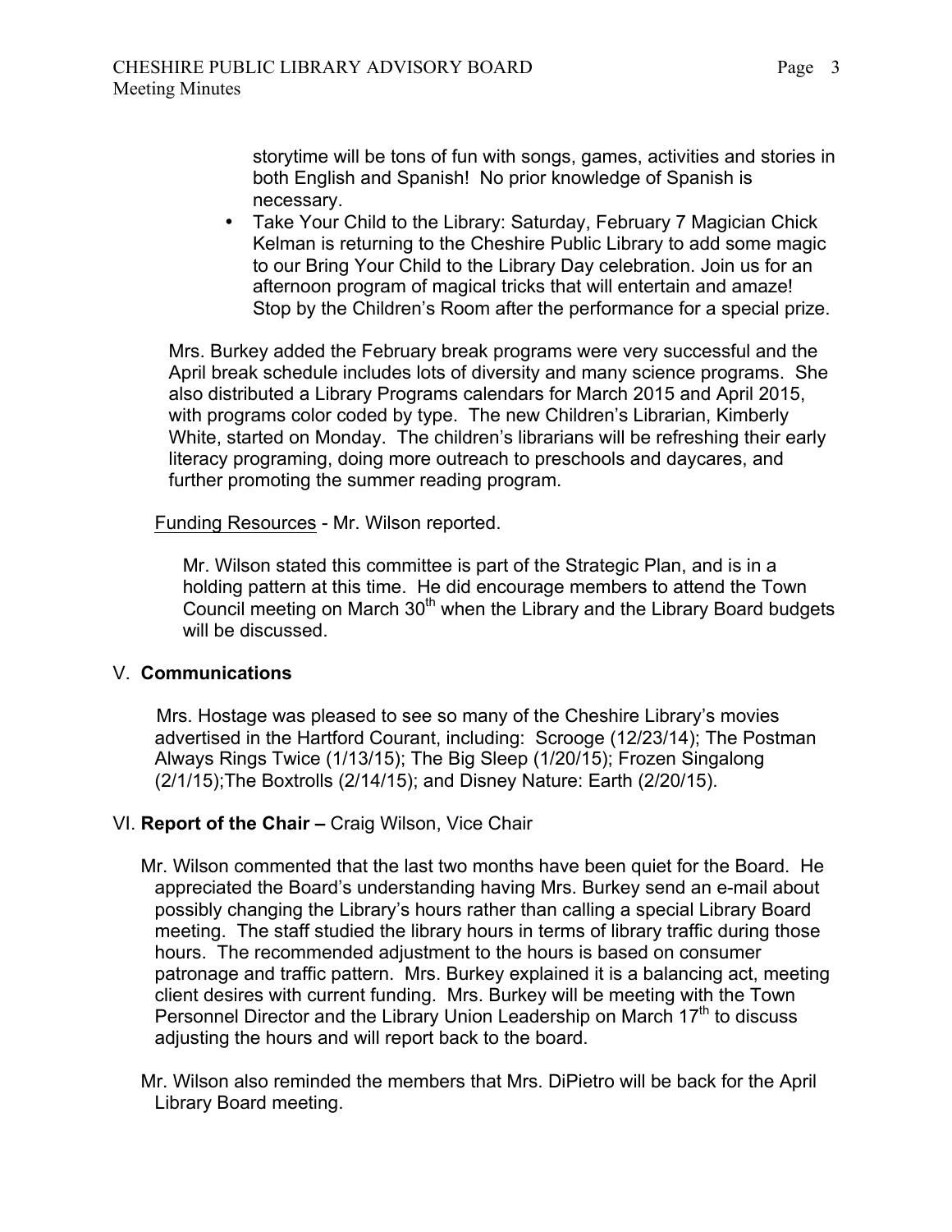storytime will be tons of fun with songs, games, activities and stories in both English and Spanish! No prior knowledge of Spanish is necessary.

- Take Your Child to the Library: Saturday, February 7 Magician Chick Kelman is returning to the Cheshire Public Library to add some magic to our Bring Your Child to the Library Day celebration. Join us for an afternoon program of magical tricks that will entertain and amaze! Stop by the Children's Room after the performance for a special prize.

Mrs. Burkey added the February break programs were very successful and the April break schedule includes lots of diversity and many science programs. She also distributed a Library Programs calendars for March 2015 and April 2015, with programs color coded by type. The new Children's Librarian, Kimberly White, started on Monday. The children's librarians will be refreshing their early literacy programing, doing more outreach to preschools and daycares, and further promoting the summer reading program.

Funding Resources - Mr. Wilson reported.

Mr. Wilson stated this committee is part of the Strategic Plan, and is in a holding pattern at this time. He did encourage members to attend the Town Council meeting on March 30th when the Library and the Library Board budgets will be discussed.

## V. **Communications**

Mrs. Hostage was pleased to see so many of the Cheshire Library's movies advertised in the Hartford Courant, including: Scrooge (12/23/14); The Postman Always Rings Twice (1/13/15); The Big Sleep (1/20/15); Frozen Singalong (2/1/15);The Boxtrolls (2/14/15); and Disney Nature: Earth (2/20/15).

## VI. **Report of the Chair –** Craig Wilson, Vice Chair

Mr. Wilson commented that the last two months have been quiet for the Board. He appreciated the Board's understanding having Mrs. Burkey send an e-mail about possibly changing the Library's hours rather than calling a special Library Board meeting. The staff studied the library hours in terms of library traffic during those hours. The recommended adjustment to the hours is based on consumer patronage and traffic pattern. Mrs. Burkey explained it is a balancing act, meeting client desires with current funding. Mrs. Burkey will be meeting with the Town Personnel Director and the Library Union Leadership on March 17th to discuss adjusting the hours and will report back to the board.

Mr. Wilson also reminded the members that Mrs. DiPietro will be back for the April Library Board meeting.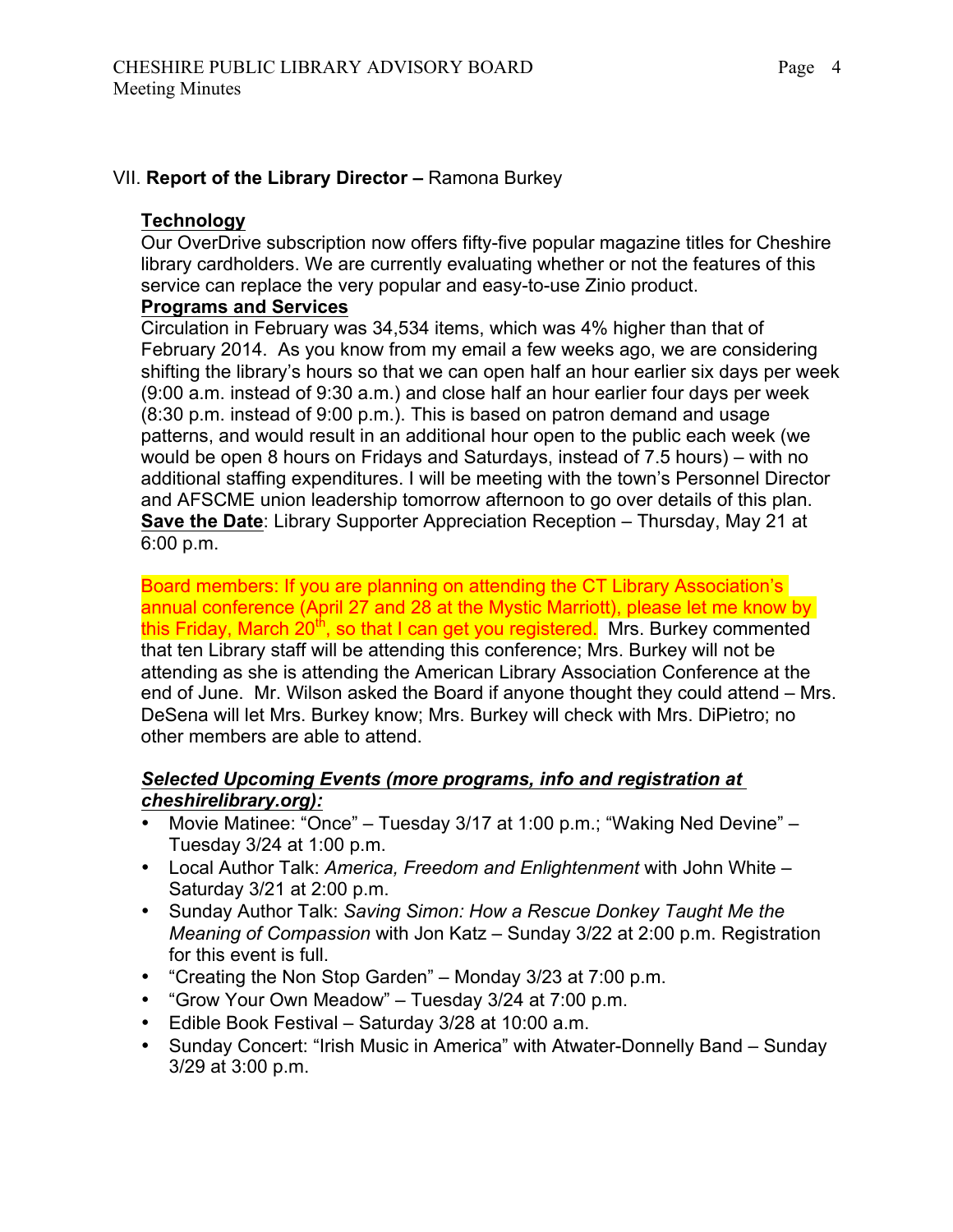## VII. **Report of the Library Director –** Ramona Burkey

**Technology**

Our OverDrive subscription now offers fifty-five popular magazine titles for Cheshire library cardholders. We are currently evaluating whether or not the features of this service can replace the very popular and easy-to-use Zinio product.

**Programs and Services**

Circulation in February was 34,534 items, which was 4% higher than that of February 2014. As you know from my email a few weeks ago, we are considering shifting the library's hours so that we can open half an hour earlier six days per week (9:00 a.m. instead of 9:30 a.m.) and close half an hour earlier four days per week (8:30 p.m. instead of 9:00 p.m.). This is based on patron demand and usage patterns, and would result in an additional hour open to the public each week (we would be open 8 hours on Fridays and Saturdays, instead of 7.5 hours) – with no additional staffing expenditures. I will be meeting with the town's Personnel Director and AFSCME union leadership tomorrow afternoon to go over details of this plan.

**Save the Date**: Library Supporter Appreciation Reception – Thursday, May 21 at 6:00 p.m.

Board members: If you are planning on attending the CT Library Association's annual conference (April 27 and 28 at the Mystic Marriott), please let me know by this Friday, March 20th, so that I can get you registered. Mrs. Burkey commented that ten Library staff will be attending this conference; Mrs. Burkey will not be attending as she is attending the American Library Association Conference at the end of June. Mr. Wilson asked the Board if anyone thought they could attend – Mrs. DeSena will let Mrs. Burkey know; Mrs. Burkey will check with Mrs. DiPietro; no other members are able to attend.

***Selected Upcoming Events (more programs, info and registration at cheshirelibrary.org):***

- Movie Matinee: "Once" – Tuesday 3/17 at 1:00 p.m.; "Waking Ned Devine" – Tuesday 3/24 at 1:00 p.m.
- Local Author Talk: *America, Freedom and Enlightenment* with John White – Saturday 3/21 at 2:00 p.m.
- Sunday Author Talk: *Saving Simon: How a Rescue Donkey Taught Me the Meaning of Compassion* with Jon Katz – Sunday 3/22 at 2:00 p.m. Registration for this event is full.
- "Creating the Non Stop Garden" – Monday 3/23 at 7:00 p.m.
- "Grow Your Own Meadow" – Tuesday 3/24 at 7:00 p.m.
- Edible Book Festival – Saturday 3/28 at 10:00 a.m.
- Sunday Concert: "Irish Music in America" with Atwater-Donnelly Band – Sunday 3/29 at 3:00 p.m.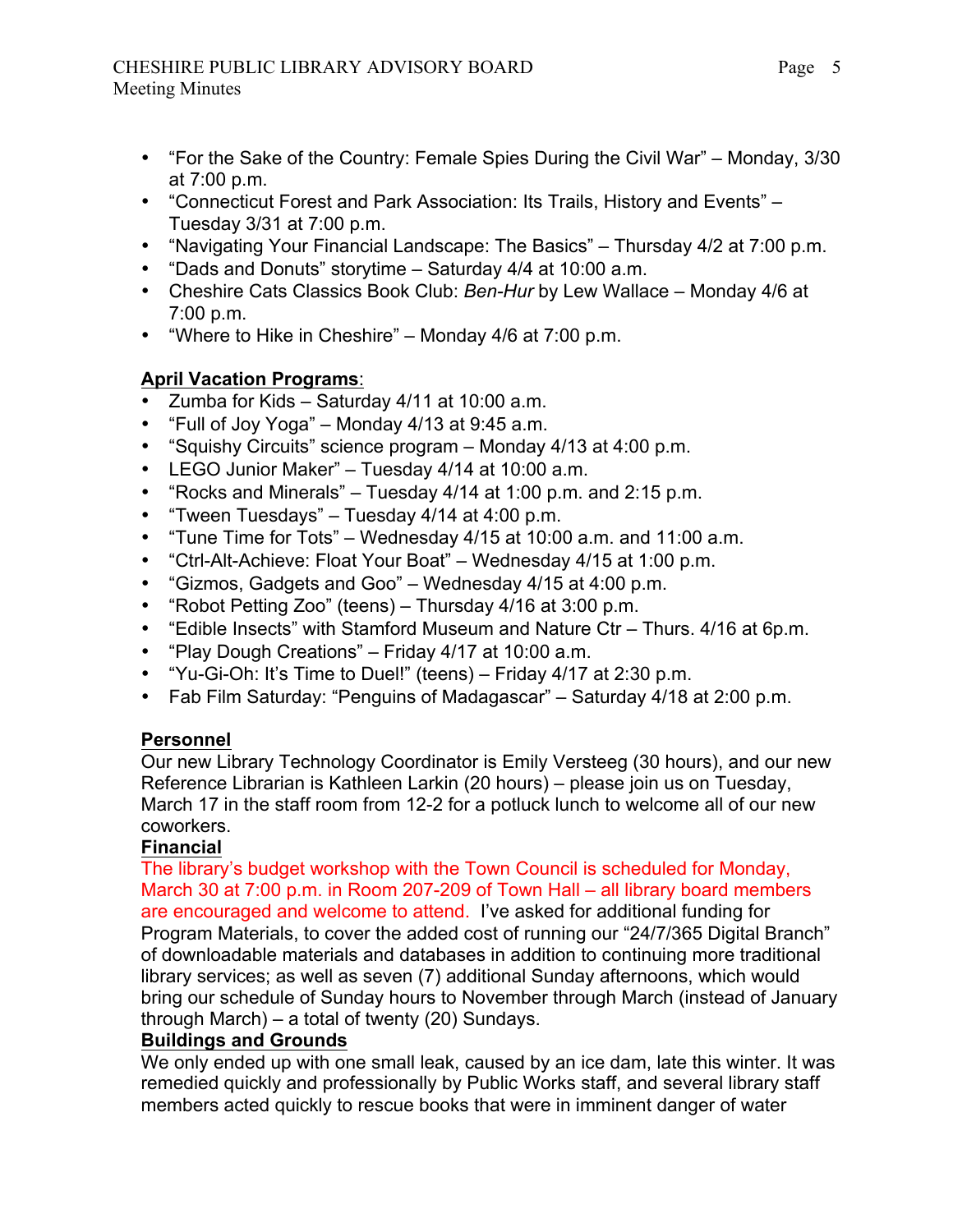- “For the Sake of the Country: Female Spies During the Civil War” – Monday, 3/30 at 7:00 p.m.
- “Connecticut Forest and Park Association: Its Trails, History and Events” – Tuesday 3/31 at 7:00 p.m.
- “Navigating Your Financial Landscape: The Basics” – Thursday 4/2 at 7:00 p.m.
- “Dads and Donuts” storytime – Saturday 4/4 at 10:00 a.m.
- Cheshire Cats Classics Book Club: *Ben-Hur* by Lew Wallace – Monday 4/6 at 7:00 p.m.
- “Where to Hike in Cheshire” – Monday 4/6 at 7:00 p.m.

**April Vacation Programs**:

- Zumba for Kids – Saturday 4/11 at 10:00 a.m.
- “Full of Joy Yoga” – Monday 4/13 at 9:45 a.m.
- “Squishy Circuits” science program – Monday 4/13 at 4:00 p.m.
- LEGO Junior Maker” – Tuesday 4/14 at 10:00 a.m.
- “Rocks and Minerals” – Tuesday 4/14 at 1:00 p.m. and 2:15 p.m.
- “Tween Tuesdays” – Tuesday 4/14 at 4:00 p.m.
- “Tune Time for Tots” – Wednesday 4/15 at 10:00 a.m. and 11:00 a.m.
- “Ctrl-Alt-Achieve: Float Your Boat” – Wednesday 4/15 at 1:00 p.m.
- “Gizmos, Gadgets and Goo” – Wednesday 4/15 at 4:00 p.m.
- “Robot Petting Zoo” (teens) – Thursday 4/16 at 3:00 p.m.
- “Edible Insects” with Stamford Museum and Nature Ctr – Thurs. 4/16 at 6p.m.
- “Play Dough Creations” – Friday 4/17 at 10:00 a.m.
- “Yu-Gi-Oh: It’s Time to Duel!” (teens) – Friday 4/17 at 2:30 p.m.
- Fab Film Saturday: “Penguins of Madagascar” – Saturday 4/18 at 2:00 p.m.

**Personnel**

Our new Library Technology Coordinator is Emily Versteeg (30 hours), and our new Reference Librarian is Kathleen Larkin (20 hours) – please join us on Tuesday, March 17 in the staff room from 12-2 for a potluck lunch to welcome all of our new coworkers.

**Financial**

The library’s budget workshop with the Town Council is scheduled for Monday, March 30 at 7:00 p.m. in Room 207-209 of Town Hall – all library board members are encouraged and welcome to attend. I’ve asked for additional funding for Program Materials, to cover the added cost of running our “24/7/365 Digital Branch” of downloadable materials and databases in addition to continuing more traditional library services; as well as seven (7) additional Sunday afternoons, which would bring our schedule of Sunday hours to November through March (instead of January through March) – a total of twenty (20) Sundays.

**Buildings and Grounds**

We only ended up with one small leak, caused by an ice dam, late this winter. It was remedied quickly and professionally by Public Works staff, and several library staff members acted quickly to rescue books that were in imminent danger of water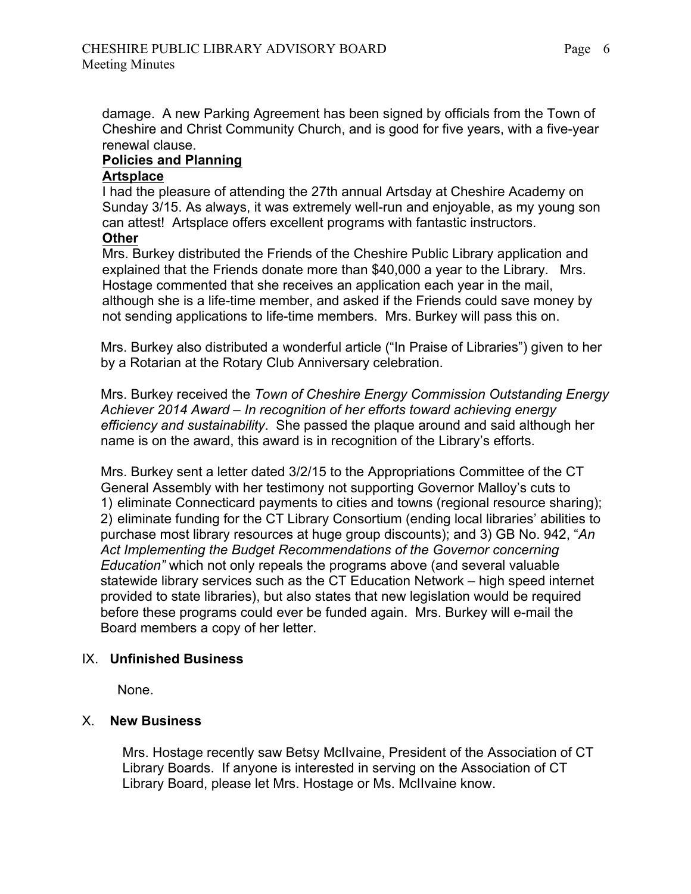damage. A new Parking Agreement has been signed by officials from the Town of Cheshire and Christ Community Church, and is good for five years, with a five-year renewal clause.

**Policies and Planning**

**Artsplace**

I had the pleasure of attending the 27th annual Artsday at Cheshire Academy on Sunday 3/15. As always, it was extremely well-run and enjoyable, as my young son can attest! Artsplace offers excellent programs with fantastic instructors.

**Other**

Mrs. Burkey distributed the Friends of the Cheshire Public Library application and explained that the Friends donate more than $40,000 a year to the Library. Mrs. Hostage commented that she receives an application each year in the mail, although she is a life-time member, and asked if the Friends could save money by not sending applications to life-time members. Mrs. Burkey will pass this on.

Mrs. Burkey also distributed a wonderful article ("In Praise of Libraries") given to her by a Rotarian at the Rotary Club Anniversary celebration.

Mrs. Burkey received the *Town of Cheshire Energy Commission Outstanding Energy Achiever 2014 Award – In recognition of her efforts toward achieving energy efficiency and sustainability*. She passed the plaque around and said although her name is on the award, this award is in recognition of the Library's efforts.

Mrs. Burkey sent a letter dated 3/2/15 to the Appropriations Committee of the CT General Assembly with her testimony not supporting Governor Malloy's cuts to 1) eliminate Connecticard payments to cities and towns (regional resource sharing); 2) eliminate funding for the CT Library Consortium (ending local libraries' abilities to purchase most library resources at huge group discounts); and 3) GB No. 942, "*An Act Implementing the Budget Recommendations of the Governor concerning Education"* which not only repeals the programs above (and several valuable statewide library services such as the CT Education Network – high speed internet provided to state libraries), but also states that new legislation would be required before these programs could ever be funded again. Mrs. Burkey will e-mail the Board members a copy of her letter.

## IX. **Unfinished Business**

None.

## X. **New Business**

Mrs. Hostage recently saw Betsy McIlvaine, President of the Association of CT Library Boards. If anyone is interested in serving on the Association of CT Library Board, please let Mrs. Hostage or Ms. McIlvaine know.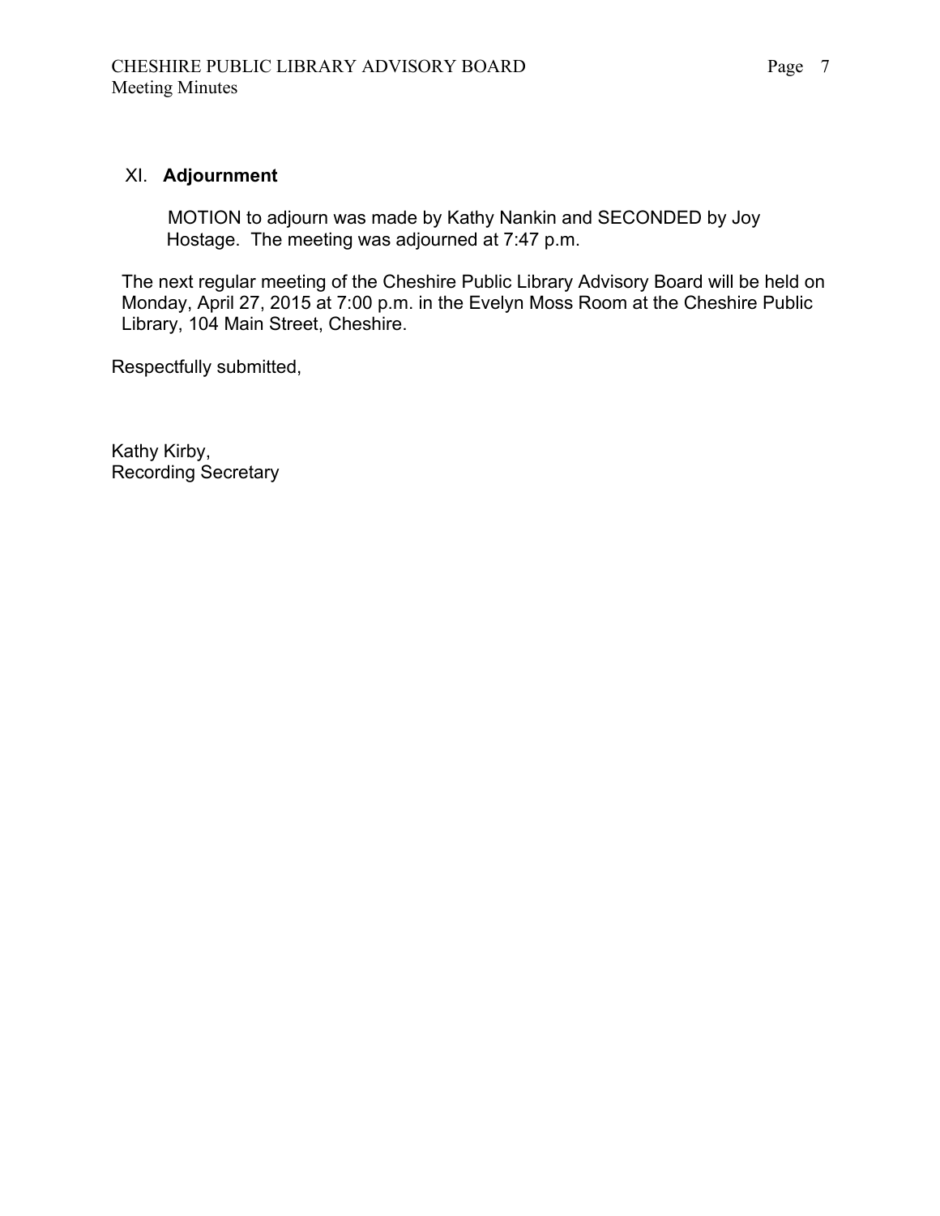## XI. **Adjournment**

MOTION to adjourn was made by Kathy Nankin and SECONDED by Joy Hostage. The meeting was adjourned at 7:47 p.m.

The next regular meeting of the Cheshire Public Library Advisory Board will be held on Monday, April 27, 2015 at 7:00 p.m. in the Evelyn Moss Room at the Cheshire Public Library, 104 Main Street, Cheshire.

Respectfully submitted,

Kathy Kirby,
Recording Secretary